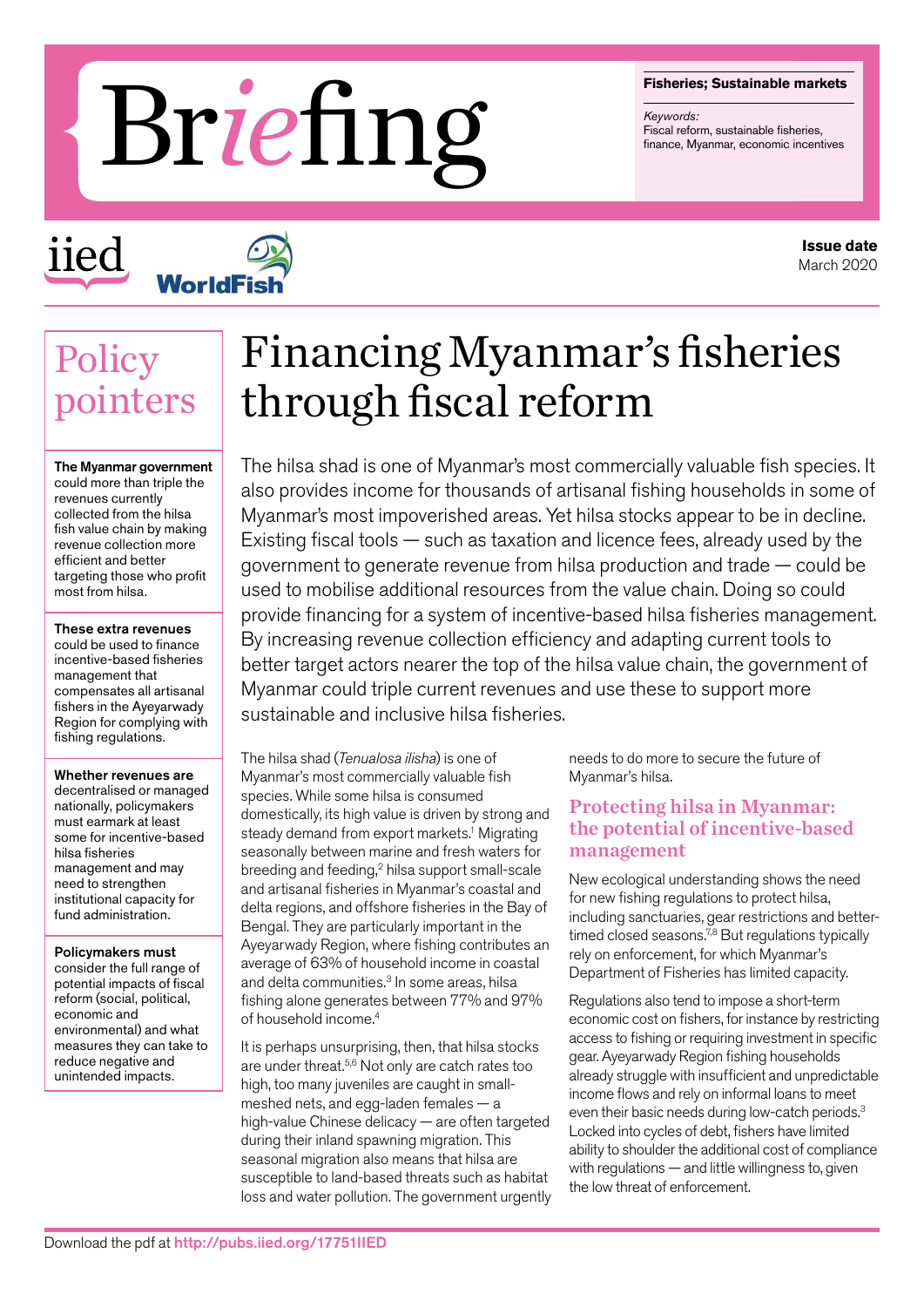# Briefing

**Fisheries; Sustainable markets**

*Keywords:*
Fiscal reform, sustainable fisheries, finance, Myanmar, economic incentives

iied WorldFish

**Issue date**
March 2020

## Policy pointers

**The Myanmar government** could more than triple the revenues currently collected from the hilsa fish value chain by making revenue collection more efficient and better targeting those who profit most from hilsa.

**These extra revenues** could be used to finance incentive-based fisheries management that compensates all artisanal fishers in the Ayeyarwady Region for complying with fishing regulations.

**Whether revenues are** decentralised or managed nationally, policymakers must earmark at least some for incentive-based hilsa fisheries management and may need to strengthen institutional capacity for fund administration.

**Policymakers must** consider the full range of potential impacts of fiscal reform (social, political, economic and environmental) and what measures they can take to reduce negative and unintended impacts.

# Financing Myanmar's fisheries through fiscal reform

The hilsa shad is one of Myanmar's most commercially valuable fish species. It also provides income for thousands of artisanal fishing households in some of Myanmar's most impoverished areas. Yet hilsa stocks appear to be in decline. Existing fiscal tools — such as taxation and licence fees, already used by the government to generate revenue from hilsa production and trade — could be used to mobilise additional resources from the value chain. Doing so could provide financing for a system of incentive-based hilsa fisheries management. By increasing revenue collection efficiency and adapting current tools to better target actors nearer the top of the hilsa value chain, the government of Myanmar could triple current revenues and use these to support more sustainable and inclusive hilsa fisheries.

The hilsa shad (*Tenualosa ilisha*) is one of Myanmar's most commercially valuable fish species. While some hilsa is consumed domestically, its high value is driven by strong and steady demand from export markets.[1] Migrating seasonally between marine and fresh waters for breeding and feeding,[2] hilsa support small-scale and artisanal fisheries in Myanmar's coastal and delta regions, and offshore fisheries in the Bay of Bengal. They are particularly important in the Ayeyarwady Region, where fishing contributes an average of 63% of household income in coastal and delta communities.[3] In some areas, hilsa fishing alone generates between 77% and 97% of household income.[4]

It is perhaps unsurprising, then, that hilsa stocks are under threat.[5,6] Not only are catch rates too high, too many juveniles are caught in small-meshed nets, and egg-laden females — a high-value Chinese delicacy — are often targeted during their inland spawning migration. This seasonal migration also means that hilsa are susceptible to land-based threats such as habitat loss and water pollution. The government urgently needs to do more to secure the future of Myanmar's hilsa.

## Protecting hilsa in Myanmar: the potential of incentive-based management

New ecological understanding shows the need for new fishing regulations to protect hilsa, including sanctuaries, gear restrictions and better-timed closed seasons.[7,8] But regulations typically rely on enforcement, for which Myanmar's Department of Fisheries has limited capacity.

Regulations also tend to impose a short-term economic cost on fishers, for instance by restricting access to fishing or requiring investment in specific gear. Ayeyarwady Region fishing households already struggle with insufficient and unpredictable income flows and rely on informal loans to meet even their basic needs during low-catch periods.[3] Locked into cycles of debt, fishers have limited ability to shoulder the additional cost of compliance with regulations — and little willingness to, given the low threat of enforcement.

Download the pdf at http://pubs.iied.org/17751IIED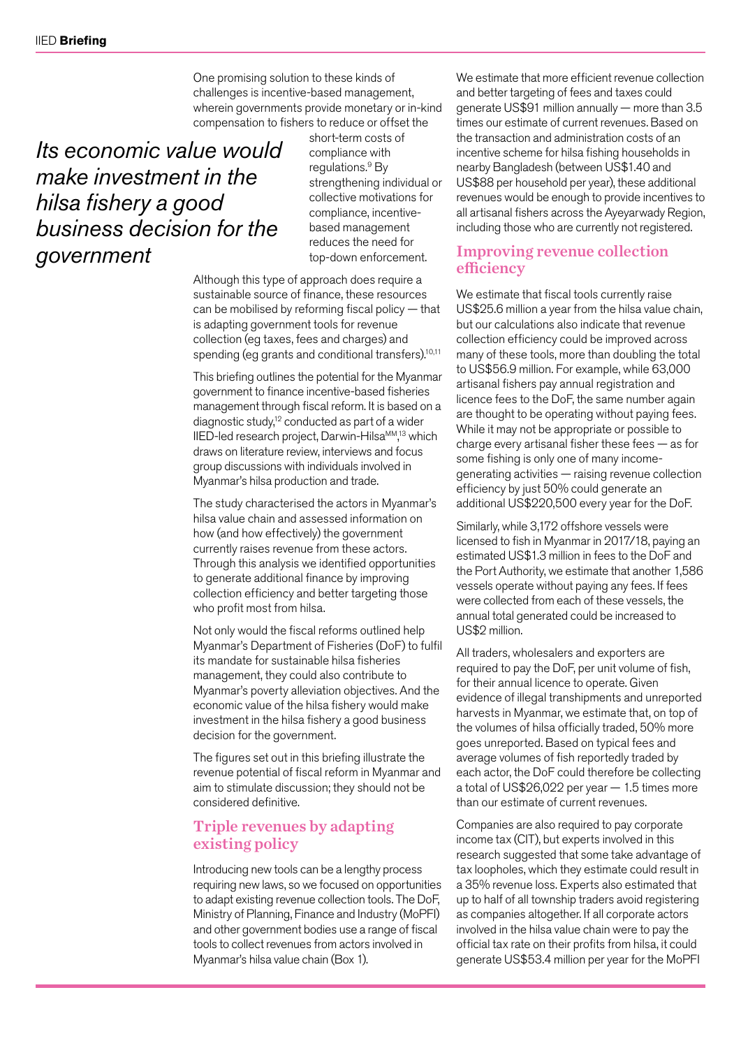One promising solution to these kinds of challenges is incentive-based management, wherein governments provide monetary or in-kind compensation to fishers to reduce or offset the short-term costs of compliance with regulations.[9] By strengthening individual or collective motivations for compliance, incentive-based management reduces the need for top-down enforcement.

*Its economic value would make investment in the hilsa fishery a good business decision for the government*

Although this type of approach does require a sustainable source of finance, these resources can be mobilised by reforming fiscal policy — that is adapting government tools for revenue collection (eg taxes, fees and charges) and spending (eg grants and conditional transfers).[10,11]

This briefing outlines the potential for the Myanmar government to finance incentive-based fisheries management through fiscal reform. It is based on a diagnostic study,[12] conducted as part of a wider IIED-led research project, Darwin-Hilsa[MM],[13] which draws on literature review, interviews and focus group discussions with individuals involved in Myanmar's hilsa production and trade.

The study characterised the actors in Myanmar's hilsa value chain and assessed information on how (and how effectively) the government currently raises revenue from these actors. Through this analysis we identified opportunities to generate additional finance by improving collection efficiency and better targeting those who profit most from hilsa.

Not only would the fiscal reforms outlined help Myanmar's Department of Fisheries (DoF) to fulfil its mandate for sustainable hilsa fisheries management, they could also contribute to Myanmar's poverty alleviation objectives. And the economic value of the hilsa fishery would make investment in the hilsa fishery a good business decision for the government.

The figures set out in this briefing illustrate the revenue potential of fiscal reform in Myanmar and aim to stimulate discussion; they should not be considered definitive.

## Triple revenues by adapting existing policy

Introducing new tools can be a lengthy process requiring new laws, so we focused on opportunities to adapt existing revenue collection tools. The DoF, Ministry of Planning, Finance and Industry (MoPFI) and other government bodies use a range of fiscal tools to collect revenues from actors involved in Myanmar's hilsa value chain (Box 1).

We estimate that more efficient revenue collection and better targeting of fees and taxes could generate US$91 million annually — more than 3.5 times our estimate of current revenues. Based on the transaction and administration costs of an incentive scheme for hilsa fishing households in nearby Bangladesh (between US$1.40 and US$88 per household per year), these additional revenues would be enough to provide incentives to all artisanal fishers across the Ayeyarwady Region, including those who are currently not registered.

## Improving revenue collection efficiency

We estimate that fiscal tools currently raise US$25.6 million a year from the hilsa value chain, but our calculations also indicate that revenue collection efficiency could be improved across many of these tools, more than doubling the total to US$56.9 million. For example, while 63,000 artisanal fishers pay annual registration and licence fees to the DoF, the same number again are thought to be operating without paying fees. While it may not be appropriate or possible to charge every artisanal fisher these fees — as for some fishing is only one of many income-generating activities — raising revenue collection efficiency by just 50% could generate an additional US$220,500 every year for the DoF.

Similarly, while 3,172 offshore vessels were licensed to fish in Myanmar in 2017/18, paying an estimated US$1.3 million in fees to the DoF and the Port Authority, we estimate that another 1,586 vessels operate without paying any fees. If fees were collected from each of these vessels, the annual total generated could be increased to US$2 million.

All traders, wholesalers and exporters are required to pay the DoF, per unit volume of fish, for their annual licence to operate. Given evidence of illegal transhipments and unreported harvests in Myanmar, we estimate that, on top of the volumes of hilsa officially traded, 50% more goes unreported. Based on typical fees and average volumes of fish reportedly traded by each actor, the DoF could therefore be collecting a total of US$26,022 per year — 1.5 times more than our estimate of current revenues.

Companies are also required to pay corporate income tax (CIT), but experts involved in this research suggested that some take advantage of tax loopholes, which they estimate could result in a 35% revenue loss. Experts also estimated that up to half of all township traders avoid registering as companies altogether. If all corporate actors involved in the hilsa value chain were to pay the official tax rate on their profits from hilsa, it could generate US$53.4 million per year for the MoPFI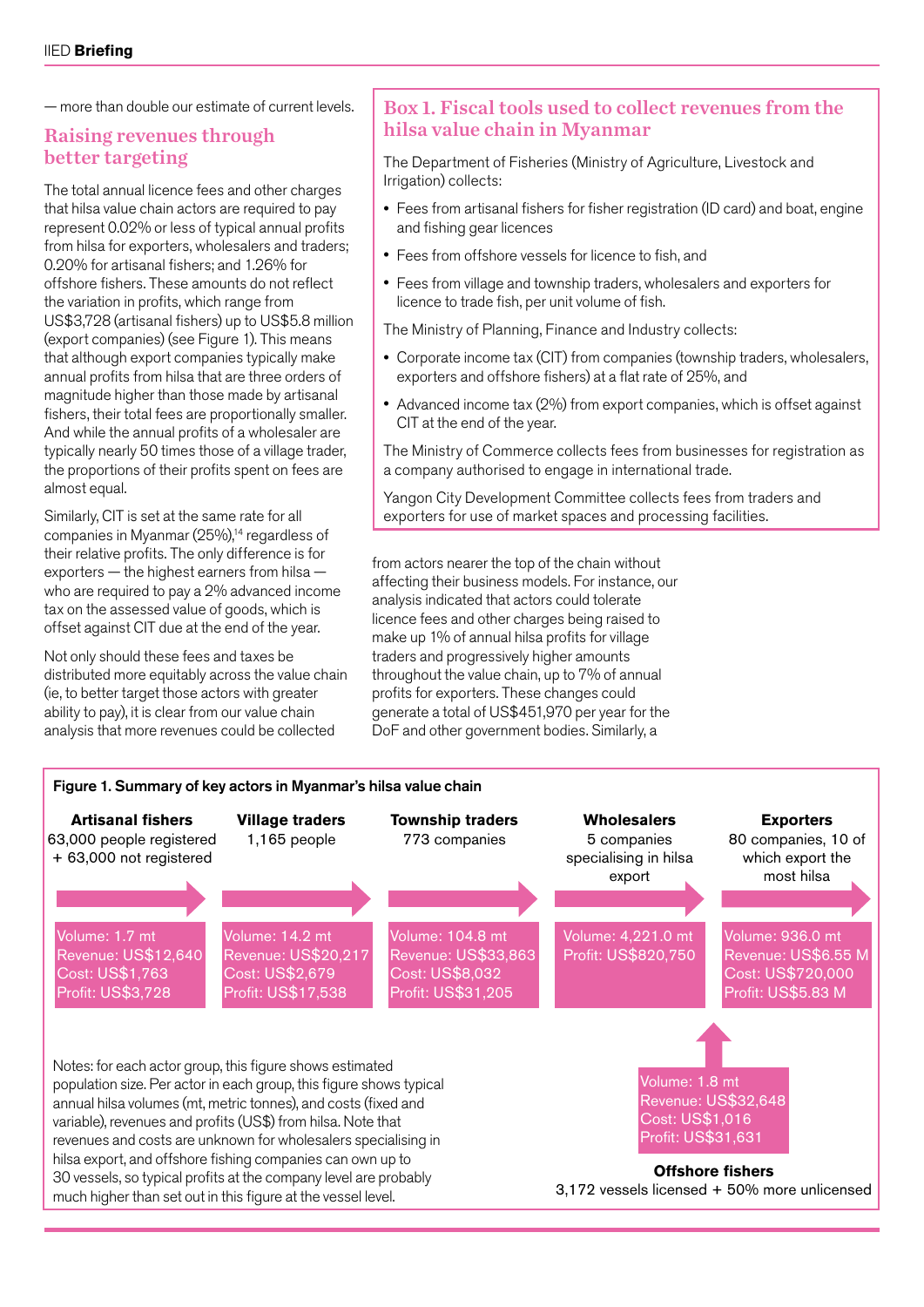— more than double our estimate of current levels.

## Raising revenues through better targeting

The total annual licence fees and other charges that hilsa value chain actors are required to pay represent 0.02% or less of typical annual profits from hilsa for exporters, wholesalers and traders; 0.20% for artisanal fishers; and 1.26% for offshore fishers. These amounts do not reflect the variation in profits, which range from US$3,728 (artisanal fishers) up to US$5.8 million (export companies) (see Figure 1). This means that although export companies typically make annual profits from hilsa that are three orders of magnitude higher than those made by artisanal fishers, their total fees are proportionally smaller. And while the annual profits of a wholesaler are typically nearly 50 times those of a village trader, the proportions of their profits spent on fees are almost equal.

Similarly, CIT is set at the same rate for all companies in Myanmar (25%),[14] regardless of their relative profits. The only difference is for exporters — the highest earners from hilsa — who are required to pay a 2% advanced income tax on the assessed value of goods, which is offset against CIT due at the end of the year.

Not only should these fees and taxes be distributed more equitably across the value chain (ie, to better target those actors with greater ability to pay), it is clear from our value chain analysis that more revenues could be collected from actors nearer the top of the chain without affecting their business models. For instance, our analysis indicated that actors could tolerate licence fees and other charges being raised to make up 1% of annual hilsa profits for village traders and progressively higher amounts throughout the value chain, up to 7% of annual profits for exporters. These changes could generate a total of US$451,970 per year for the DoF and other government bodies. Similarly, a

## Box 1. Fiscal tools used to collect revenues from the hilsa value chain in Myanmar

The Department of Fisheries (Ministry of Agriculture, Livestock and Irrigation) collects:

- Fees from artisanal fishers for fisher registration (ID card) and boat, engine and fishing gear licences
- Fees from offshore vessels for licence to fish, and
- Fees from village and township traders, wholesalers and exporters for licence to trade fish, per unit volume of fish.

The Ministry of Planning, Finance and Industry collects:

- Corporate income tax (CIT) from companies (township traders, wholesalers, exporters and offshore fishers) at a flat rate of 25%, and
- Advanced income tax (2%) from export companies, which is offset against CIT at the end of the year.

The Ministry of Commerce collects fees from businesses for registration as a company authorised to engage in international trade.

Yangon City Development Committee collects fees from traders and exporters for use of market spaces and processing facilities.

**Figure 1. Summary of key actors in Myanmar's hilsa value chain**

| | Artisanal fishers | Village traders | Township traders | Wholesalers | Exporters | Offshore fishers |
|---|---|---|---|---|---|---|
| Population | 63,000 people registered + 63,000 not registered | 1,165 people | 773 companies | 5 companies specialising in hilsa export | 80 companies, 10 of which export the most hilsa | 3,172 vessels licensed + 50% more unlicensed |
| Volume | 1.7 mt | 14.2 mt | 104.8 mt | 4,221.0 mt | 936.0 mt | 1.8 mt |
| Revenue | US$12,640 | US$20,217 | US$33,863 | | US$6.55 M | US$32,648 |
| Cost | US$1,763 | US$2,679 | US$8,032 | | US$720,000 | US$1,016 |
| Profit | US$3,728 | US$17,538 | US$31,205 | US$820,750 | US$5.83 M | US$31,631 |

Notes: for each actor group, this figure shows estimated population size. Per actor in each group, this figure shows typical annual hilsa volumes (mt, metric tonnes), and costs (fixed and variable), revenues and profits (US$) from hilsa. Note that revenues and costs are unknown for wholesalers specialising in hilsa export, and offshore fishing companies can own up to 30 vessels, so typical profits at the company level are probably much higher than set out in this figure at the vessel level.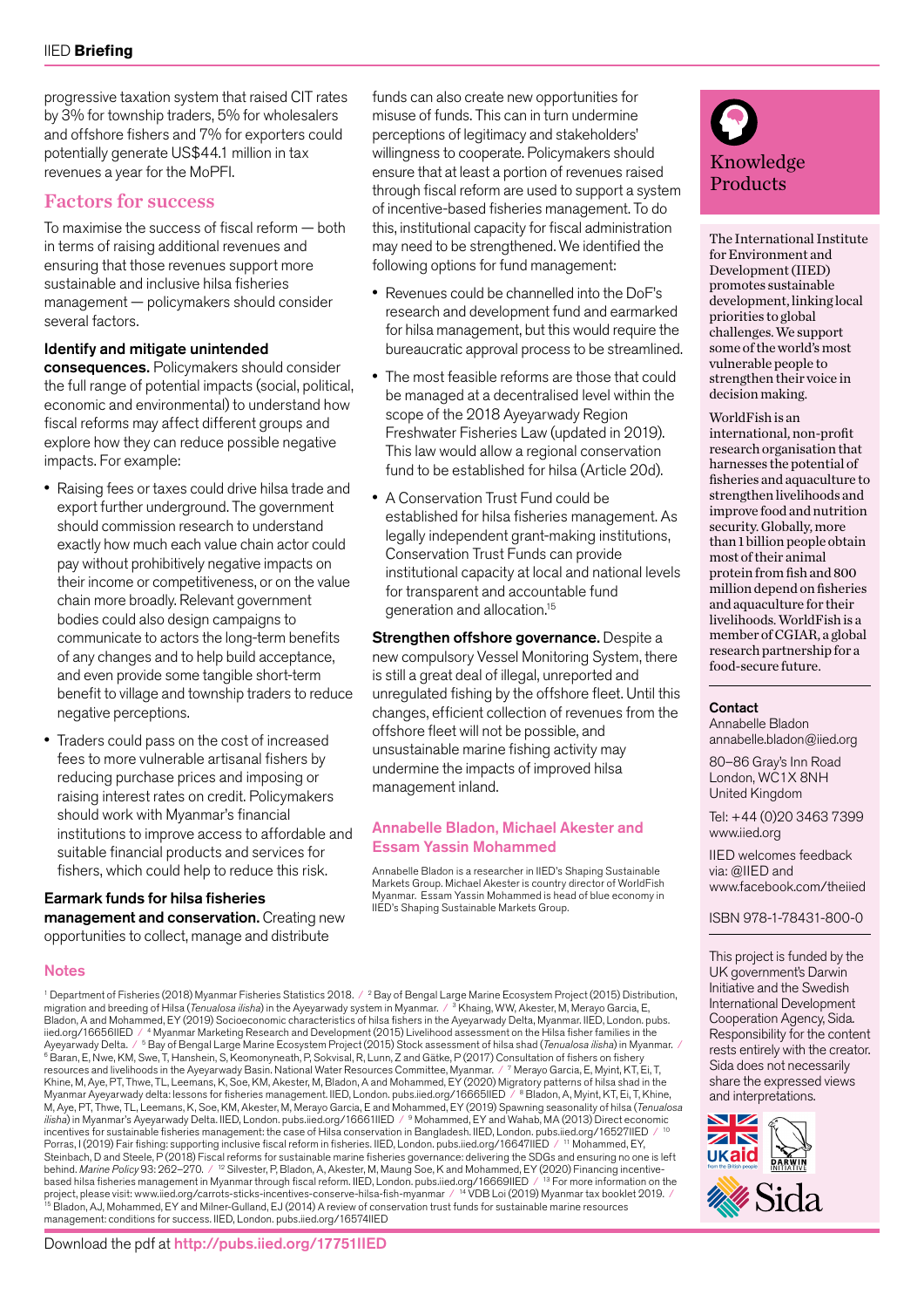progressive taxation system that raised CIT rates by 3% for township traders, 5% for wholesalers and offshore fishers and 7% for exporters could potentially generate US$44.1 million in tax revenues a year for the MoPFI.

## Factors for success

To maximise the success of fiscal reform — both in terms of raising additional revenues and ensuring that those revenues support more sustainable and inclusive hilsa fisheries management — policymakers should consider several factors.

**Identify and mitigate unintended consequences.** Policymakers should consider the full range of potential impacts (social, political, economic and environmental) to understand how fiscal reforms may affect different groups and explore how they can reduce possible negative impacts. For example:

- Raising fees or taxes could drive hilsa trade and export further underground. The government should commission research to understand exactly how much each value chain actor could pay without prohibitively negative impacts on their income or competitiveness, or on the value chain more broadly. Relevant government bodies could also design campaigns to communicate to actors the long-term benefits of any changes and to help build acceptance, and even provide some tangible short-term benefit to village and township traders to reduce negative perceptions.
- Traders could pass on the cost of increased fees to more vulnerable artisanal fishers by reducing purchase prices and imposing or raising interest rates on credit. Policymakers should work with Myanmar's financial institutions to improve access to affordable and suitable financial products and services for fishers, which could help to reduce this risk.

**Earmark funds for hilsa fisheries management and conservation.** Creating new opportunities to collect, manage and distribute funds can also create new opportunities for misuse of funds. This can in turn undermine perceptions of legitimacy and stakeholders' willingness to cooperate. Policymakers should ensure that at least a portion of revenues raised through fiscal reform are used to support a system of incentive-based fisheries management. To do this, institutional capacity for fiscal administration may need to be strengthened. We identified the following options for fund management:

- Revenues could be channelled into the DoF's research and development fund and earmarked for hilsa management, but this would require the bureaucratic approval process to be streamlined.
- The most feasible reforms are those that could be managed at a decentralised level within the scope of the 2018 Ayeyarwady Region Freshwater Fisheries Law (updated in 2019). This law would allow a regional conservation fund to be established for hilsa (Article 20d).
- A Conservation Trust Fund could be established for hilsa fisheries management. As legally independent grant-making institutions, Conservation Trust Funds can provide institutional capacity at local and national levels for transparent and accountable fund generation and allocation.[15]

**Strengthen offshore governance.** Despite a new compulsory Vessel Monitoring System, there is still a great deal of illegal, unreported and unregulated fishing by the offshore fleet. Until this changes, efficient collection of revenues from the offshore fleet will not be possible, and unsustainable marine fishing activity may undermine the impacts of improved hilsa management inland.

**Annabelle Bladon, Michael Akester and Essam Yassin Mohammed**

Annabelle Bladon is a researcher in IIED's Shaping Sustainable Markets Group. Michael Akester is country director of WorldFish Myanmar. Essam Yassin Mohammed is head of blue economy in IIED's Shaping Sustainable Markets Group.

## Knowledge Products

The International Institute for Environment and Development (IIED) promotes sustainable development, linking local priorities to global challenges. We support some of the world's most vulnerable people to strengthen their voice in decision making.

WorldFish is an international, non-profit research organisation that harnesses the potential of fisheries and aquaculture to strengthen livelihoods and improve food and nutrition security. Globally, more than 1 billion people obtain most of their animal protein from fish and 800 million depend on fisheries and aquaculture for their livelihoods. WorldFish is a member of CGIAR, a global research partnership for a food-secure future.

**Contact**
Annabelle Bladon
annabelle.bladon@iied.org

80–86 Gray's Inn Road
London, WC1X 8NH
United Kingdom

Tel: +44 (0)20 3463 7399
www.iied.org

IIED welcomes feedback via: @IIED and www.facebook.com/theiied

ISBN 978-1-78431-800-0

This project is funded by the UK government's Darwin Initiative and the Swedish International Development Cooperation Agency, Sida. Responsibility for the content rests entirely with the creator. Sida does not necessarily share the expressed views and interpretations.

## Notes

[1] Department of Fisheries (2018) Myanmar Fisheries Statistics 2018. / [2] Bay of Bengal Large Marine Ecosystem Project (2015) Distribution, migration and breeding of Hilsa (*Tenualosa ilisha*) in the Ayeyarwady system in Myanmar. / [3] Khaing, WW, Akester, M, Merayo Garcia, E, Bladon, A and Mohammed, EY (2019) Socioeconomic characteristics of hilsa fishers in the Ayeyarwady Delta, Myanmar. IIED, London. pubs.iied.org/16656IIED / [4] Myanmar Marketing Research and Development (2015) Livelihood assessment on the Hilsa fisher families in the Ayeyarwady Delta. / [5] Bay of Bengal Large Marine Ecosystem Project (2015) Stock assessment of hilsa shad (*Tenualosa ilisha*) in Myanmar. / [6] Baran, E, Nwe, KM, Swe, T, Hanshein, S, Keomonyneath, P, Sokvisal, R, Lunn, Z and Gätke, P (2017) Consultation of fishers on fishery resources and livelihoods in the Ayeyarwady Basin. National Water Resources Committee, Myanmar. / [7] Merayo Garcia, E, Myint, KT, Ei, T, Khine, M, Aye, PT, Thwe, TL, Leemans, K, Soe, KM, Akester, M, Bladon, A and Mohammed, EY (2020) Migratory patterns of hilsa shad in the Myanmar Ayeyarwady delta: lessons for fisheries management. IIED, London. pubs.iied.org/16665IIED / [8] Bladon, A, Myint, KT, Ei, T, Khine, M, Aye, PT, Thwe, TL, Leemans, K, Soe, KM, Akester, M, Merayo Garcia, E and Mohammed, EY (2019) Spawning seasonality of hilsa (*Tenualosa ilisha*) in Myanmar's Ayeyarwady Delta. IIED, London. pubs.iied.org/16661IIED / [9] Mohammed, EY and Wahab, MA (2013) Direct economic incentives for sustainable fisheries management: the case of Hilsa conservation in Bangladesh. IIED, London. pubs.iied.org/16527IIED / [10] Porras, I (2019) Fair fishing: supporting inclusive fiscal reform in fisheries. IIED, London. pubs.iied.org/16647IIED / [11] Mohammed, EY, Steinbach, D and Steele, P (2018) Fiscal reforms for sustainable marine fisheries governance: delivering the SDGs and ensuring no one is left behind. *Marine Policy* 93: 262–270. / [12] Silvester, P, Bladon, A, Akester, M, Maung Soe, K and Mohammed, EY (2020) Financing incentive-based hilsa fisheries management in Myanmar through fiscal reform. IIED, London. pubs.iied.org/16669IIED / [13] For more information on the project, please visit: www.iied.org/carrots-sticks-incentives-conserve-hilsa-fish-myanmar / [14] VDB Loi (2019) Myanmar tax booklet 2019. / [15] Bladon, AJ, Mohammed, EY and Milner-Gulland, EJ (2014) A review of conservation trust funds for sustainable marine resources management: conditions for success. IIED, London. pubs.iied.org/16574IIED

Download the pdf at http://pubs.iied.org/17751IIED